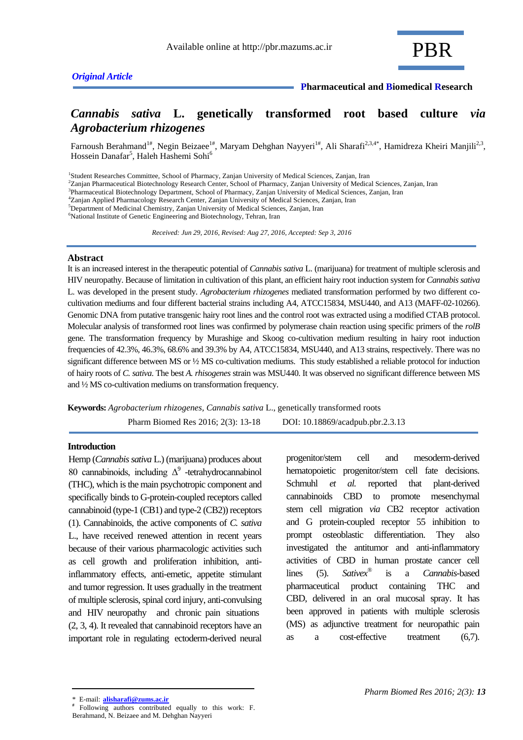*Original Article*

# *Cannabis sativa* L. genetically transformed root based culture *via Agrobacterium rhizogenes*

Farnoush Berahmand[1#], Negin Beizaee[1#], Maryam Dehghan Nayyeri[1#], Ali Sharafi[2,3,4*], Hamidreza Kheiri Manjili[2,3], Hossein Danafar[5], Haleh Hashemi Sohi[6]

[1]Student Researches Committee, School of Pharmacy, Zanjan University of Medical Sciences, Zanjan, Iran
[2]Zanjan Pharmaceutical Biotechnology Research Center, School of Pharmacy, Zanjan University of Medical Sciences, Zanjan, Iran
[3]Pharmaceutical Biotechnology Department, School of Pharmacy, Zanjan University of Medical Sciences, Zanjan, Iran
[4]Zanjan Applied Pharmacology Research Center, Zanjan University of Medical Sciences, Zanjan, Iran
[5]Department of Medicinal Chemistry, Zanjan University of Medical Sciences, Zanjan, Iran
[6]National Institute of Genetic Engineering and Biotechnology, Tehran, Iran

*Received: Jun 29, 2016, Revised: Aug 27, 2016, Accepted: Sep 3, 2016*

## Abstract

It is an increased interest in the therapeutic potential of *Cannabis sativa* L. (marijuana) for treatment of multiple sclerosis and HIV neuropathy. Because of limitation in cultivation of this plant, an efficient hairy root induction system for *Cannabis sativa* L. was developed in the present study. *Agrobacterium rhizogenes* mediated transformation performed by two different co-cultivation mediums and four different bacterial strains including A4, ATCC15834, MSU440, and A13 (MAFF-02-10266). Genomic DNA from putative transgenic hairy root lines and the control root was extracted using a modified CTAB protocol. Molecular analysis of transformed root lines was confirmed by polymerase chain reaction using specific primers of the *rolB* gene. The transformation frequency by Murashige and Skoog co-cultivation medium resulting in hairy root induction frequencies of 42.3%, 46.3%, 68.6% and 39.3% by A4, ATCC15834, MSU440, and A13 strains, respectively. There was no significant difference between MS or ½ MS co-cultivation mediums. This study established a reliable protocol for induction of hairy roots of *C. sativa*. The best *A. rhisogenes* strain was MSU440. It was observed no significant difference between MS and ½ MS co-cultivation mediums on transformation frequency.

**Keywords:** *Agrobacterium rhizogenes, Cannabis sativa* L., genetically transformed roots

Pharm Biomed Res 2016; 2(3): 13-18 DOI: 10.18869/acadpub.pbr.2.3.13

## Introduction

Hemp (*Cannabis sativa* L.) (marijuana) produces about 80 cannabinoids, including $\Delta^9$ -tetrahydrocannabinol (THC), which is the main psychotropic component and specifically binds to G-protein-coupled receptors called cannabinoid (type-1 (CB1) and type-2 (CB2)) receptors (1). Cannabinoids, the active components of *C. sativa* L., have received renewed attention in recent years because of their various pharmacologic activities such as cell growth and proliferation inhibition, anti-inflammatory effects, anti-emetic, appetite stimulant and tumor regression. It uses gradually in the treatment of multiple sclerosis, spinal cord injury, anti-convulsing and HIV neuropathy and chronic pain situations (2, 3, 4). It revealed that cannabinoid receptors have an important role in regulating ectoderm-derived neural progenitor/stem cell and mesoderm-derived hematopoietic progenitor/stem cell fate decisions. Schmuhl *et al.* reported that plant-derived cannabinoids CBD to promote mesenchymal stem cell migration *via* CB2 receptor activation and G protein-coupled receptor 55 inhibition to prompt osteoblastic differentiation. They also investigated the antitumor and anti-inflammatory activities of CBD in human prostate cancer cell lines (5). *Sativex*® is a *Cannabis*-based pharmaceutical product containing THC and CBD, delivered in an oral mucosal spray. It has been approved in patients with multiple sclerosis (MS) as adjunctive treatment for neuropathic pain as a cost-effective treatment (6,7).

---

\* E-mail: **alisharafi@zums.ac.ir**
\# Following authors contributed equally to this work: F. Berahmand, N. Beizaee and M. Dehghan Nayyeri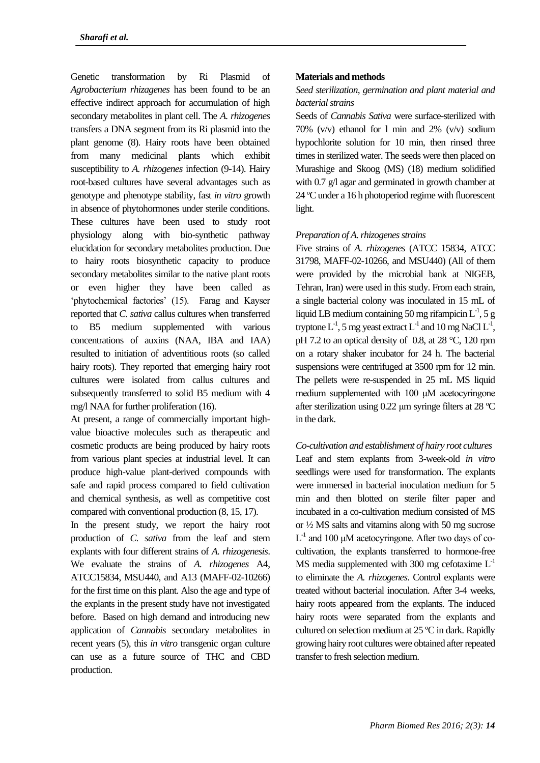Genetic transformation by Ri Plasmid of *Agrobacterium rhizagenes* has been found to be an effective indirect approach for accumulation of high secondary metabolites in plant cell. The *A. rhizogenes* transfers a DNA segment from its Ri plasmid into the plant genome (8). Hairy roots have been obtained from many medicinal plants which exhibit susceptibility to *A. rhizogenes* infection (9-14). Hairy root-based cultures have several advantages such as genotype and phenotype stability, fast *in vitro* growth in absence of phytohormones under sterile conditions. These cultures have been used to study root physiology along with bio-synthetic pathway elucidation for secondary metabolites production. Due to hairy roots biosynthetic capacity to produce secondary metabolites similar to the native plant roots or even higher they have been called as 'phytochemical factories' (15). Farag and Kayser reported that *C. sativa* callus cultures when transferred to B5 medium supplemented with various concentrations of auxins (NAA, IBA and IAA) resulted to initiation of adventitious roots (so called hairy roots). They reported that emerging hairy root cultures were isolated from callus cultures and subsequently transferred to solid B5 medium with 4 mg/l NAA for further proliferation (16).

At present, a range of commercially important high-value bioactive molecules such as therapeutic and cosmetic products are being produced by hairy roots from various plant species at industrial level. It can produce high-value plant-derived compounds with safe and rapid process compared to field cultivation and chemical synthesis, as well as competitive cost compared with conventional production (8, 15, 17).

In the present study, we report the hairy root production of *C. sativa* from the leaf and stem explants with four different strains of *A. rhizogenesis*. We evaluate the strains of *A. rhizogenes* A4, ATCC15834, MSU440, and A13 (MAFF-02-10266) for the first time on this plant. Also the age and type of the explants in the present study have not investigated before. Based on high demand and introducing new application of *Cannabis* secondary metabolites in recent years (5), this *in vitro* transgenic organ culture can use as a future source of THC and CBD production.

## Materials and methods

### *Seed sterilization, germination and plant material and bacterial strains*

Seeds of *Cannabis Sativa* were surface-sterilized with 70% (v/v) ethanol for l min and 2% (v/v) sodium hypochlorite solution for 10 min, then rinsed three times in sterilized water. The seeds were then placed on Murashige and Skoog (MS) (18) medium solidified with 0.7 g/l agar and germinated in growth chamber at 24 ºC under a 16 h photoperiod regime with fluorescent light.

### *Preparation of A. rhizogenes strains*

Five strains of *A. rhizogenes* (ATCC 15834, ATCC 31798, MAFF-02-10266, and MSU440) (All of them were provided by the microbial bank at NIGEB, Tehran, Iran) were used in this study. From each strain, a single bacterial colony was inoculated in 15 mL of liquid LB medium containing 50 mg rifampicin $L^{-1}$, 5 g tryptone $L^{-1}$, 5 mg yeast extract $L^{-1}$ and 10 mg NaCl $L^{-1}$, pH 7.2 to an optical density of 0.8, at 28 °C, 120 rpm on a rotary shaker incubator for 24 h. The bacterial suspensions were centrifuged at 3500 rpm for 12 min. The pellets were re-suspended in 25 mL MS liquid medium supplemented with 100 μM acetocyringone after sterilization using 0.22 μm syringe filters at 28 ºC in the dark.

### *Co-cultivation and establishment of hairy root cultures*

Leaf and stem explants from 3-week-old *in vitro* seedlings were used for transformation. The explants were immersed in bacterial inoculation medium for 5 min and then blotted on sterile filter paper and incubated in a co-cultivation medium consisted of MS or ½ MS salts and vitamins along with 50 mg sucrose $L^{-1}$ and 100 μM acetocyringone. After two days of co-cultivation, the explants transferred to hormone-free MS media supplemented with 300 mg cefotaxime $L^{-1}$ to eliminate the *A. rhizogenes*. Control explants were treated without bacterial inoculation. After 3-4 weeks, hairy roots appeared from the explants. The induced hairy roots were separated from the explants and cultured on selection medium at 25 ºC in dark. Rapidly growing hairy root cultures were obtained after repeated transfer to fresh selection medium.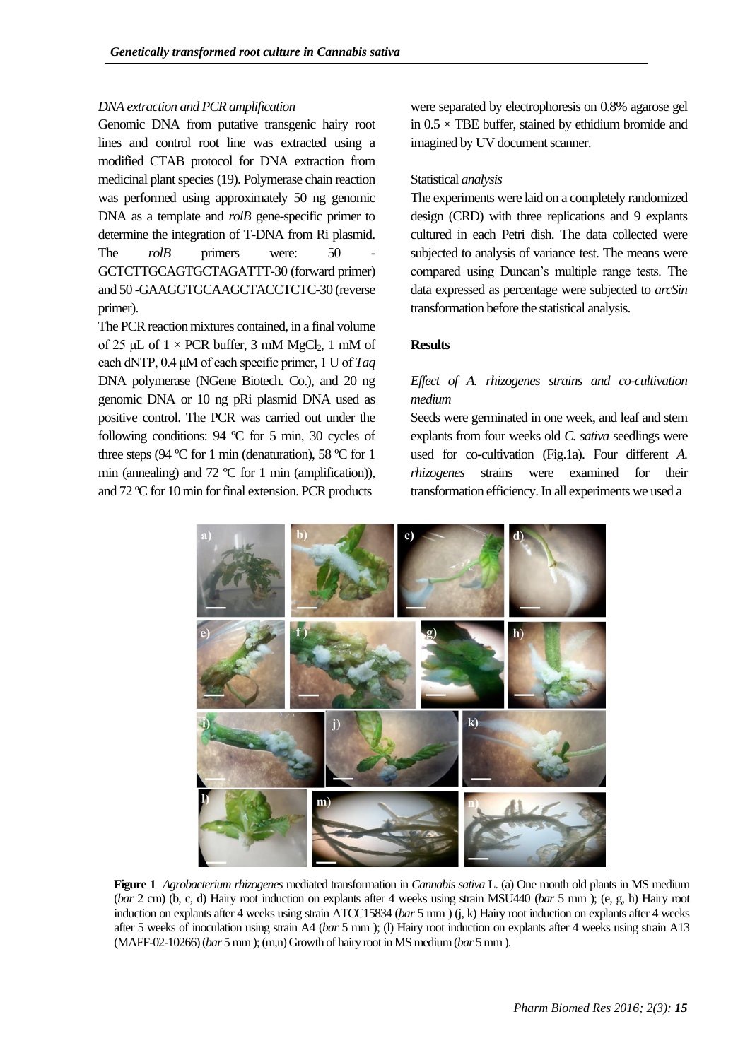*DNA extraction and PCR amplification*

Genomic DNA from putative transgenic hairy root lines and control root line was extracted using a modified CTAB protocol for DNA extraction from medicinal plant species (19). Polymerase chain reaction was performed using approximately 50 ng genomic DNA as a template and *rolB* gene-specific primer to determine the integration of T-DNA from Ri plasmid. The *rolB* primers were: 50 - GCTCTTGCAGTGCTAGATTT-30 (forward primer) and 50 -GAAGGTGCAAGCTACCTCTC-30 (reverse primer).

The PCR reaction mixtures contained, in a final volume of 25 μL of 1 × PCR buffer, 3 mM $MgCl_2$, 1 mM of each dNTP, 0.4 μM of each specific primer, 1 U of *Taq* DNA polymerase (NGene Biotech. Co.), and 20 ng genomic DNA or 10 ng pRi plasmid DNA used as positive control. The PCR was carried out under the following conditions: 94 ºC for 5 min, 30 cycles of three steps (94 ºC for 1 min (denaturation), 58 ºC for 1 min (annealing) and 72 ºC for 1 min (amplification)), and 72 ºC for 10 min for final extension. PCR products were separated by electrophoresis on 0.8% agarose gel in 0.5 × TBE buffer, stained by ethidium bromide and imagined by UV document scanner.

Statistical *analysis*

The experiments were laid on a completely randomized design (CRD) with three replications and 9 explants cultured in each Petri dish. The data collected were subjected to analysis of variance test. The means were compared using Duncan's multiple range tests. The data expressed as percentage were subjected to *arcSin* transformation before the statistical analysis.

## Results

*Effect of A. rhizogenes strains and co-cultivation medium*

Seeds were germinated in one week, and leaf and stem explants from four weeks old *C. sativa* seedlings were used for co-cultivation (Fig.1a). Four different *A. rhizogenes* strains were examined for their transformation efficiency. In all experiments we used a

**Figure 1** *Agrobacterium rhizogenes* mediated transformation in *Cannabis sativa* L. (a) One month old plants in MS medium (*bar* 2 cm) (b, c, d) Hairy root induction on explants after 4 weeks using strain MSU440 (*bar* 5 mm ); (e, g, h) Hairy root induction on explants after 4 weeks using strain ATCC15834 (*bar* 5 mm ) (j, k) Hairy root induction on explants after 4 weeks after 5 weeks of inoculation using strain A4 (*bar* 5 mm ); (l) Hairy root induction on explants after 4 weeks using strain A13 (MAFF-02-10266) (*bar* 5 mm ); (m,n) Growth of hairy root in MS medium (*bar* 5 mm ).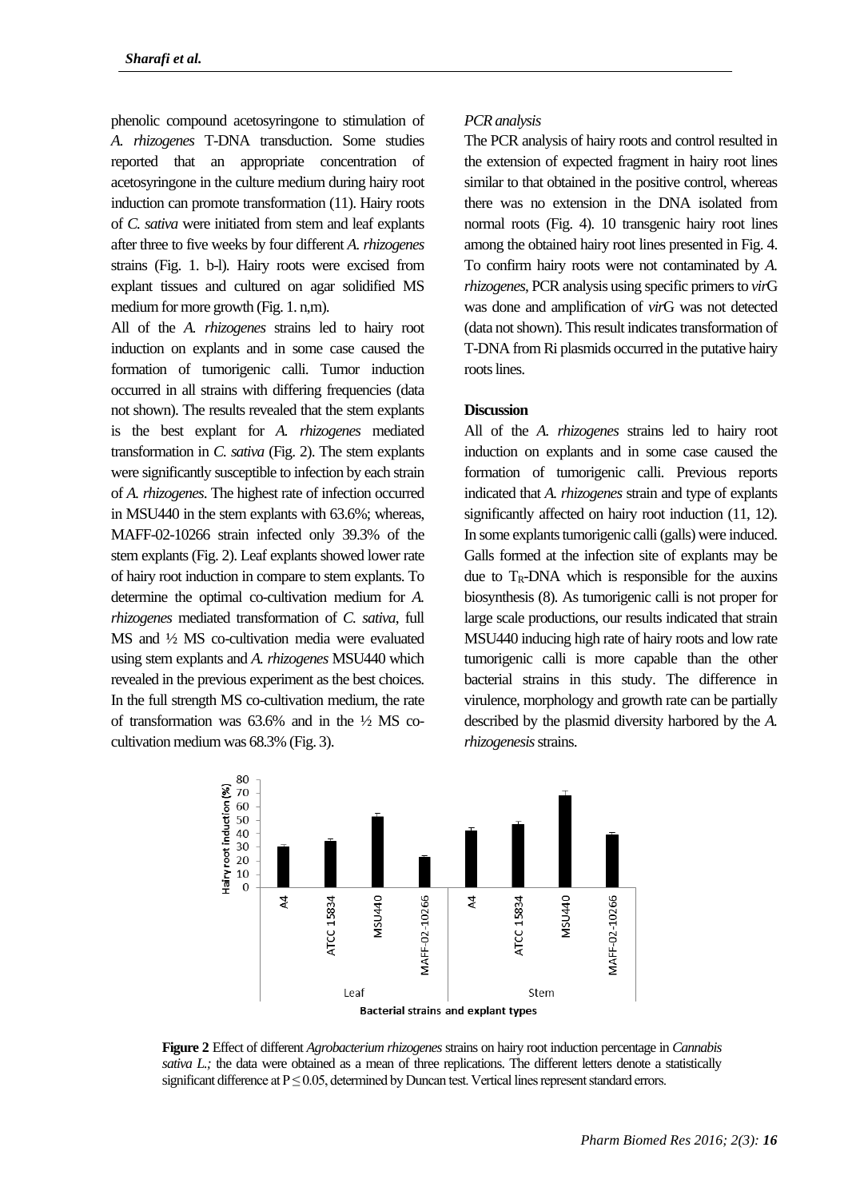phenolic compound acetosyringone to stimulation of *A. rhizogenes* T-DNA transduction. Some studies reported that an appropriate concentration of acetosyringone in the culture medium during hairy root induction can promote transformation (11). Hairy roots of *C. sativa* were initiated from stem and leaf explants after three to five weeks by four different *A. rhizogenes* strains (Fig. 1. b-l). Hairy roots were excised from explant tissues and cultured on agar solidified MS medium for more growth (Fig. 1. n,m).

All of the *A. rhizogenes* strains led to hairy root induction on explants and in some case caused the formation of tumorigenic calli. Tumor induction occurred in all strains with differing frequencies (data not shown). The results revealed that the stem explants is the best explant for *A. rhizogenes* mediated transformation in *C. sativa* (Fig. 2). The stem explants were significantly susceptible to infection by each strain of *A. rhizogenes*. The highest rate of infection occurred in MSU440 in the stem explants with 63.6%; whereas, MAFF-02-10266 strain infected only 39.3% of the stem explants (Fig. 2). Leaf explants showed lower rate of hairy root induction in compare to stem explants. To determine the optimal co-cultivation medium for *A. rhizogenes* mediated transformation of *C. sativa*, full MS and ½ MS co-cultivation media were evaluated using stem explants and *A. rhizogenes* MSU440 which revealed in the previous experiment as the best choices. In the full strength MS co-cultivation medium, the rate of transformation was 63.6% and in the ½ MS co-cultivation medium was 68.3% (Fig. 3).

*PCR analysis*

The PCR analysis of hairy roots and control resulted in the extension of expected fragment in hairy root lines similar to that obtained in the positive control, whereas there was no extension in the DNA isolated from normal roots (Fig. 4). 10 transgenic hairy root lines among the obtained hairy root lines presented in Fig. 4. To confirm hairy roots were not contaminated by *A. rhizogenes*, PCR analysis using specific primers to *vir*G was done and amplification of *vir*G was not detected (data not shown). This result indicates transformation of T-DNA from Ri plasmids occurred in the putative hairy roots lines.

## Discussion

All of the *A. rhizogenes* strains led to hairy root induction on explants and in some case caused the formation of tumorigenic calli. Previous reports indicated that *A. rhizogenes* strain and type of explants significantly affected on hairy root induction (11, 12). In some explants tumorigenic calli (galls) were induced. Galls formed at the infection site of explants may be due to $T_R$-DNA which is responsible for the auxins biosynthesis (8). As tumorigenic calli is not proper for large scale productions, our results indicated that strain MSU440 inducing high rate of hairy roots and low rate tumorigenic calli is more capable than the other bacterial strains in this study. The difference in virulence, morphology and growth rate can be partially described by the plasmid diversity harbored by the *A. rhizogenesis* strains.

**Figure 2** Effect of different *Agrobacterium rhizogenes* strains on hairy root induction percentage in *Cannabis sativa L.*; the data were obtained as a mean of three replications. The different letters denote a statistically significant difference at P ≤ 0.05, determined by Duncan test. Vertical lines represent standard errors.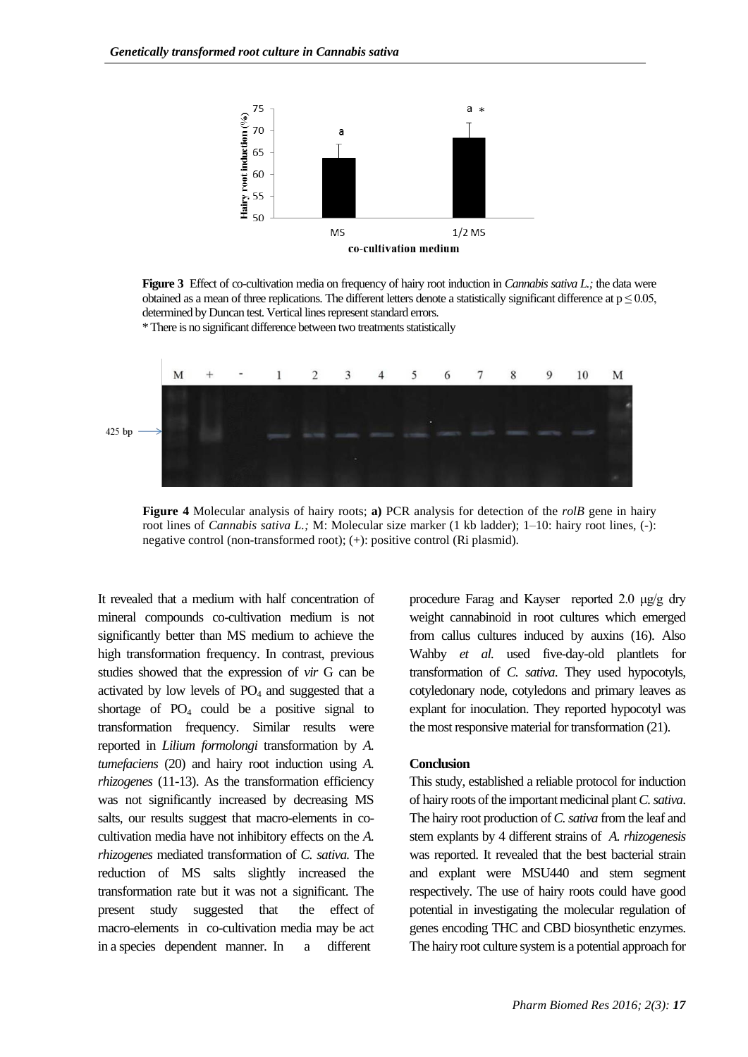**Figure 3** Effect of co-cultivation media on frequency of hairy root induction in *Cannabis sativa L.;* the data were obtained as a mean of three replications. The different letters denote a statistically significant difference at $p \leq 0.05$, determined by Duncan test. Vertical lines represent standard errors.
* There is no significant difference between two treatments statistically

**Figure 4** Molecular analysis of hairy roots; **a)** PCR analysis for detection of the *rolB* gene in hairy root lines of *Cannabis sativa L.;* M: Molecular size marker (1 kb ladder); 1–10: hairy root lines, (-): negative control (non-transformed root); (+): positive control (Ri plasmid).

It revealed that a medium with half concentration of mineral compounds co-cultivation medium is not significantly better than MS medium to achieve the high transformation frequency. In contrast, previous studies showed that the expression of *vir* G can be activated by low levels of $PO_4$ and suggested that a shortage of $PO_4$ could be a positive signal to transformation frequency. Similar results were reported in *Lilium formolongi* transformation by *A. tumefaciens* (20) and hairy root induction using *A. rhizogenes* (11-13). As the transformation efficiency was not significantly increased by decreasing MS salts, our results suggest that macro-elements in co-cultivation media have not inhibitory effects on the *A. rhizogenes* mediated transformation of *C. sativa.* The reduction of MS salts slightly increased the transformation rate but it was not a significant. The present study suggested that the effect of macro-elements in co-cultivation media may be act in a species dependent manner. In a different procedure Farag and Kayser reported 2.0 μg/g dry weight cannabinoid in root cultures which emerged from callus cultures induced by auxins (16). Also Wahby *et al.* used five-day-old plantlets for transformation of *C. sativa*. They used hypocotyls, cotyledonary node, cotyledons and primary leaves as explant for inoculation. They reported hypocotyl was the most responsive material for transformation (21).

**Conclusion**

This study, established a reliable protocol for induction of hairy roots of the important medicinal plant *C. sativa*. The hairy root production of *C. sativa* from the leaf and stem explants by 4 different strains of *A. rhizogenesis* was reported. It revealed that the best bacterial strain and explant were MSU440 and stem segment respectively. The use of hairy roots could have good potential in investigating the molecular regulation of genes encoding THC and CBD biosynthetic enzymes. The hairy root culture system is a potential approach for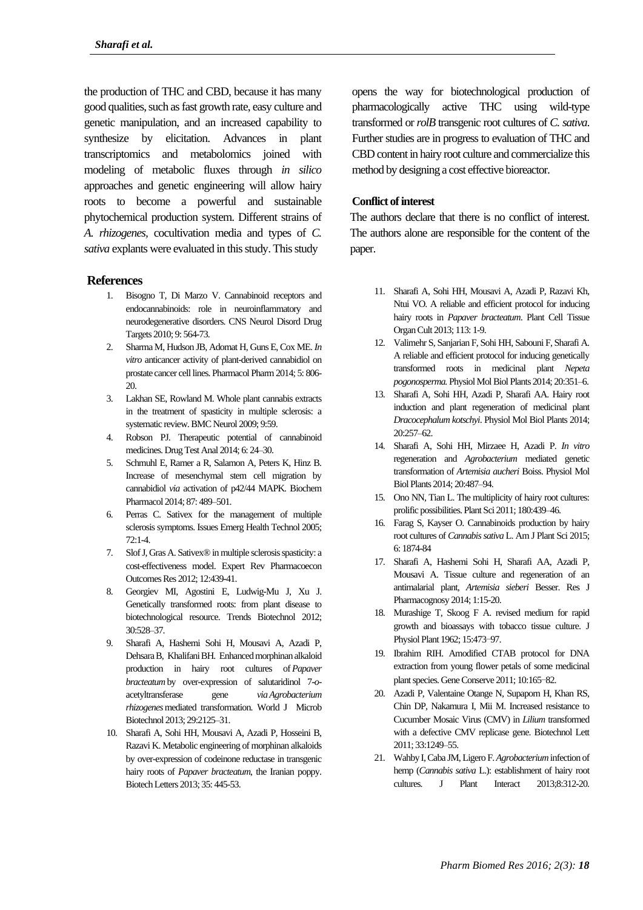the production of THC and CBD, because it has many good qualities, such as fast growth rate, easy culture and genetic manipulation, and an increased capability to synthesize by elicitation. Advances in plant transcriptomics and metabolomics joined with modeling of metabolic fluxes through *in silico* approaches and genetic engineering will allow hairy roots to become a powerful and sustainable phytochemical production system. Different strains of *A. rhizogenes*, cocultivation media and types of *C. sativa* explants were evaluated in this study. This study opens the way for biotechnological production of pharmacologically active THC using wild-type transformed or *rolB* transgenic root cultures of *C. sativa*. Further studies are in progress to evaluation of THC and CBD content in hairy root culture and commercialize this method by designing a cost effective bioreactor.

### Conflict of interest

The authors declare that there is no conflict of interest. The authors alone are responsible for the content of the paper.

## References

1. Bisogno T, Di Marzo V. Cannabinoid receptors and endocannabinoids: role in neuroinflammatory and neurodegenerative disorders. CNS Neurol Disord Drug Targets 2010; 9: 564-73.
2. Sharma M, Hudson JB, Adomat H, Guns E, Cox ME. *In vitro* anticancer activity of plant-derived cannabidiol on prostate cancer cell lines. Pharmacol Pharm 2014; 5: 806-20.
3. Lakhan SE, Rowland M. Whole plant cannabis extracts in the treatment of spasticity in multiple sclerosis: a systematic review. BMC Neurol 2009; 9:59.
4. Robson PJ. Therapeutic potential of cannabinoid medicines. Drug Test Anal 2014; 6: 24–30.
5. Schmuhl E, Ramer a R, Salamon A, Peters K, Hinz B. Increase of mesenchymal stem cell migration by cannabidiol *via* activation of p42/44 MAPK. Biochem Pharmacol 2014; 87: 489–501.
6. Perras C. Sativex for the management of multiple sclerosis symptoms. Issues Emerg Health Technol 2005; 72:1-4.
7. Slof J, Gras A. Sativex® in multiple sclerosis spasticity: a cost-effectiveness model. Expert Rev Pharmacoecon Outcomes Res 2012; 12:439-41.
8. Georgiev MI, Agostini E, Ludwig-Mu J, Xu J. Genetically transformed roots: from plant disease to biotechnological resource. Trends Biotechnol 2012; 30:528–37.
9. Sharafi A, Hashemi Sohi H, Mousavi A, Azadi P, Dehsara B, Khalifani BH. Enhanced morphinan alkaloid production in hairy root cultures of *Papaver bracteatum* by over-expression of salutaridinol 7-*o*-acetyltransferase gene *via Agrobacterium rhizogenes* mediated transformation. World J Microb Biotechnol 2013; 29:2125–31.
10. Sharafi A, Sohi HH, Mousavi A, Azadi P, Hosseini B, Razavi K. Metabolic engineering of morphinan alkaloids by over-expression of codeinone reductase in transgenic hairy roots of *Papaver bracteatum*, the Iranian poppy. Biotech Letters 2013; 35: 445-53.
11. Sharafi A, Sohi HH, Mousavi A, Azadi P, Razavi Kh, Ntui VO. A reliable and efficient protocol for inducing hairy roots in *Papaver bracteatum*. Plant Cell Tissue Organ Cult 2013; 113: 1-9.
12. Valimehr S, Sanjarian F, Sohi HH, Sabouni F, Sharafi A. A reliable and efficient protocol for inducing genetically transformed roots in medicinal plant *Nepeta pogonosperma*. Physiol Mol Biol Plants 2014; 20:351–6.
13. Sharafi A, Sohi HH, Azadi P, Sharafi AA. Hairy root induction and plant regeneration of medicinal plant *Dracocephalum kotschyi*. Physiol Mol Biol Plants 2014; 20:257–62.
14. Sharafi A, Sohi HH, Mirzaee H, Azadi P. *In vitro* regeneration and *Agrobacterium* mediated genetic transformation of *Artemisia aucheri* Boiss. Physiol Mol Biol Plants 2014; 20:487–94.
15. Ono NN, Tian L. The multiplicity of hairy root cultures: prolific possibilities. Plant Sci 2011; 180:439–46.
16. Farag S, Kayser O. Cannabinoids production by hairy root cultures of *Cannabis sativa* L. Am J Plant Sci 2015; 6: 1874-84
17. Sharafi A, Hashemi Sohi H, Sharafi AA, Azadi P, Mousavi A. Tissue culture and regeneration of an antimalarial plant, *Artemisia sieberi* Besser. Res J Pharmacognosy 2014; 1:15-20.
18. Murashige T, Skoog F A. revised medium for rapid growth and bioassays with tobacco tissue culture. J Physiol Plant 1962; 15:473–97.
19. Ibrahim RIH. Amodified CTAB protocol for DNA extraction from young flower petals of some medicinal plant species. Gene Conserve 2011; 10:165–82.
20. Azadi P, Valentaine Otange N, Supaporn H, Khan RS, Chin DP, Nakamura I, Mii M. Increased resistance to Cucumber Mosaic Virus (CMV) in *Lilium* transformed with a defective CMV replicase gene. Biotechnol Lett 2011; 33:1249–55.
21. Wahby I, Caba JM, Ligero F. *Agrobacterium* infection of hemp (*Cannabis sativa* L.): establishment of hairy root cultures. J Plant Interact 2013;8:312-20.